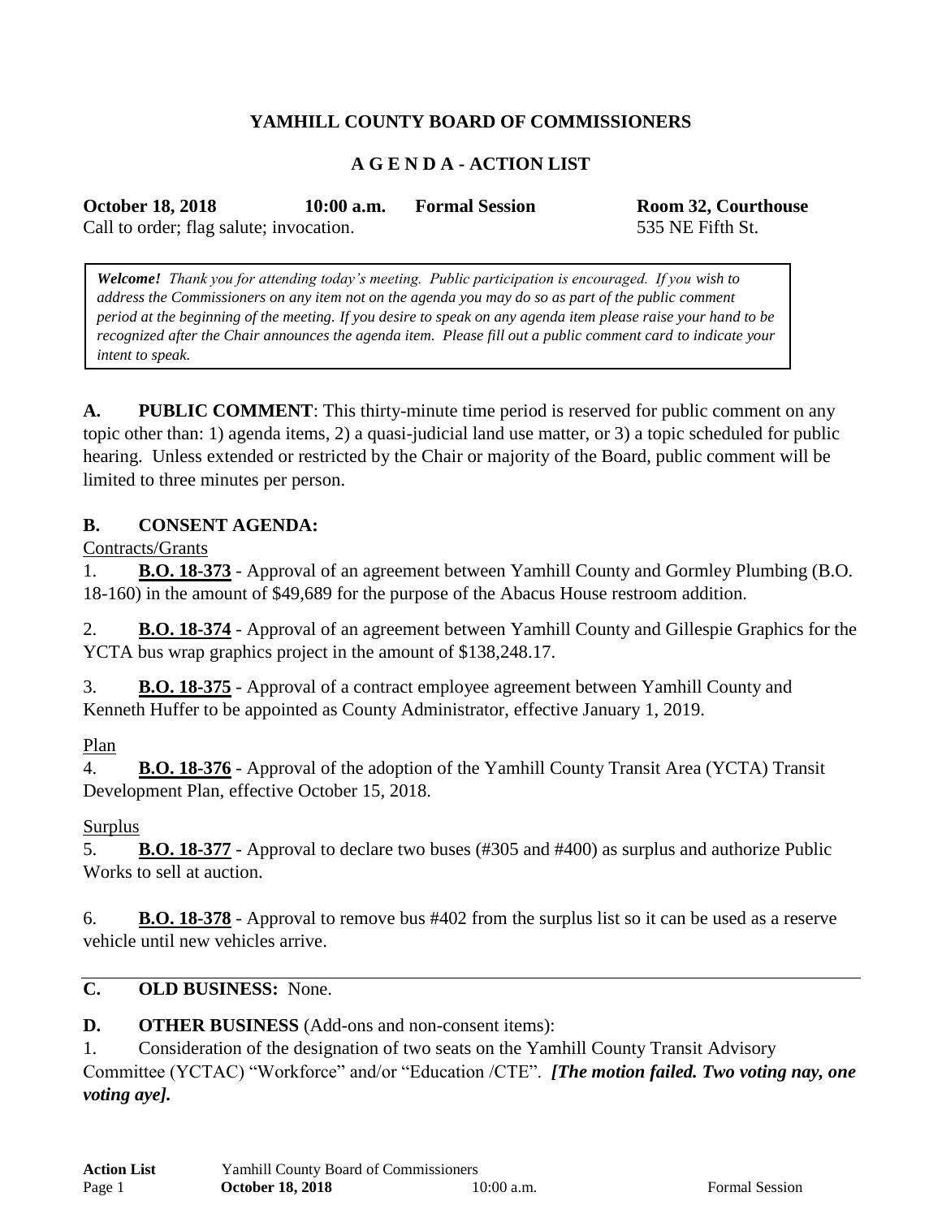# YAMHILL COUNTY BOARD OF COMMISSIONERS

## A G E N D A - ACTION LIST

**October 18, 2018** **10:00 a.m.** **Formal Session** **Room 32, Courthouse**
Call to order; flag salute; invocation. 535 NE Fifth St.

> ***Welcome!*** *Thank you for attending today's meeting. Public participation is encouraged. If you wish to address the Commissioners on any item not on the agenda you may do so as part of the public comment period at the beginning of the meeting. If you desire to speak on any agenda item please raise your hand to be recognized after the Chair announces the agenda item. Please fill out a public comment card to indicate your intent to speak.*

**A. PUBLIC COMMENT**: This thirty-minute time period is reserved for public comment on any topic other than: 1) agenda items, 2) a quasi-judicial land use matter, or 3) a topic scheduled for public hearing. Unless extended or restricted by the Chair or majority of the Board, public comment will be limited to three minutes per person.

**B. CONSENT AGENDA:**

Contracts/Grants

1. **B.O. 18-373** - Approval of an agreement between Yamhill County and Gormley Plumbing (B.O. 18-160) in the amount of $49,689 for the purpose of the Abacus House restroom addition.

2. **B.O. 18-374** - Approval of an agreement between Yamhill County and Gillespie Graphics for the YCTA bus wrap graphics project in the amount of $138,248.17.

3. **B.O. 18-375** - Approval of a contract employee agreement between Yamhill County and Kenneth Huffer to be appointed as County Administrator, effective January 1, 2019.

Plan

4. **B.O. 18-376** - Approval of the adoption of the Yamhill County Transit Area (YCTA) Transit Development Plan, effective October 15, 2018.

Surplus

5. **B.O. 18-377** - Approval to declare two buses (#305 and #400) as surplus and authorize Public Works to sell at auction.

6. **B.O. 18-378** - Approval to remove bus #402 from the surplus list so it can be used as a reserve vehicle until new vehicles arrive.

---

**C. OLD BUSINESS:** None.

**D. OTHER BUSINESS** (Add-ons and non-consent items):

1. Consideration of the designation of two seats on the Yamhill County Transit Advisory Committee (YCTAC) "Workforce" and/or "Education /CTE". ***[The motion failed. Two voting nay, one voting aye].***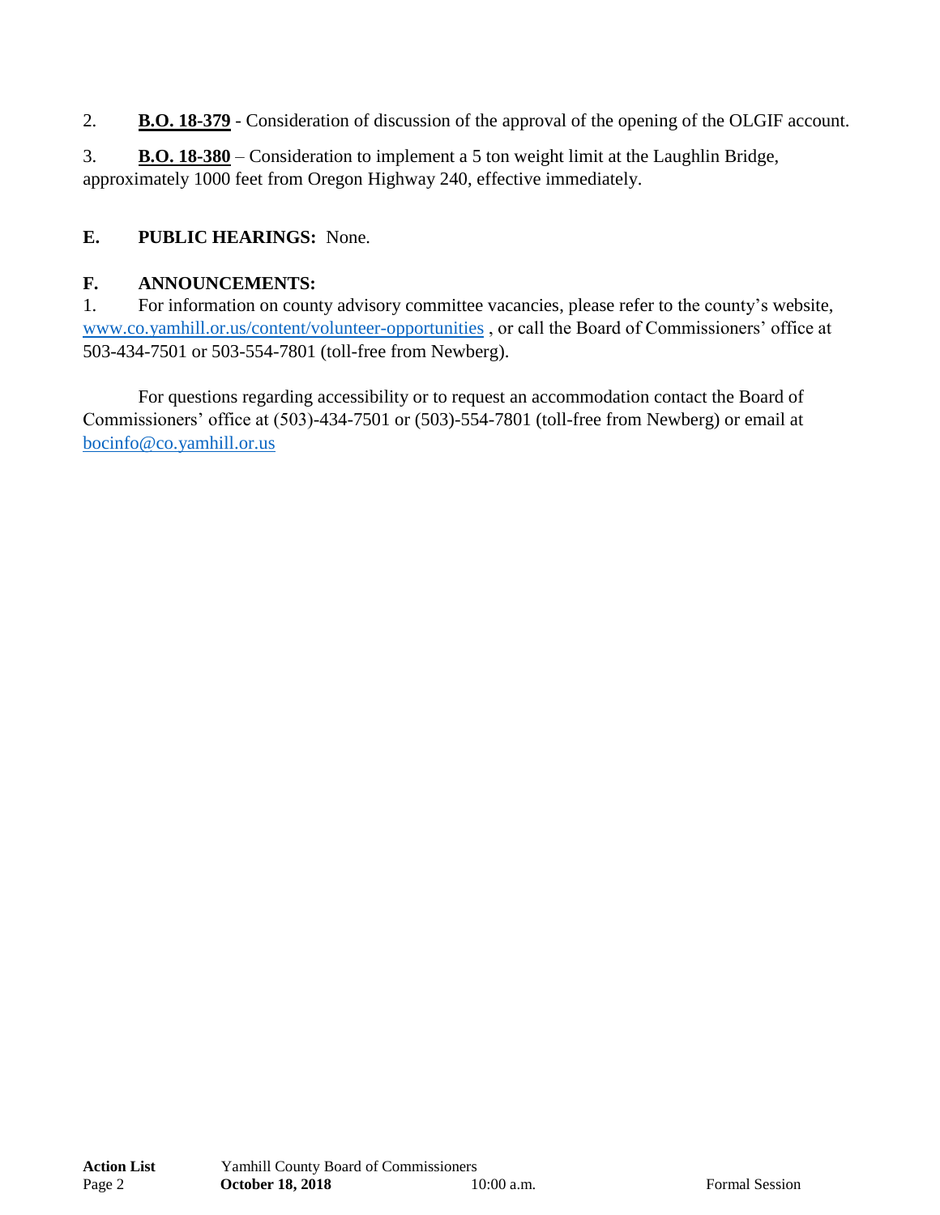2. **B.O. 18-379** - Consideration of discussion of the approval of the opening of the OLGIF account.

3. **B.O. 18-380** – Consideration to implement a 5 ton weight limit at the Laughlin Bridge, approximately 1000 feet from Oregon Highway 240, effective immediately.

**E. PUBLIC HEARINGS:** None.

**F. ANNOUNCEMENTS:**

1. For information on county advisory committee vacancies, please refer to the county's website, www.co.yamhill.or.us/content/volunteer-opportunities , or call the Board of Commissioners' office at 503-434-7501 or 503-554-7801 (toll-free from Newberg).

For questions regarding accessibility or to request an accommodation contact the Board of Commissioners' office at (503)-434-7501 or (503)-554-7801 (toll-free from Newberg) or email at bocinfo@co.yamhill.or.us